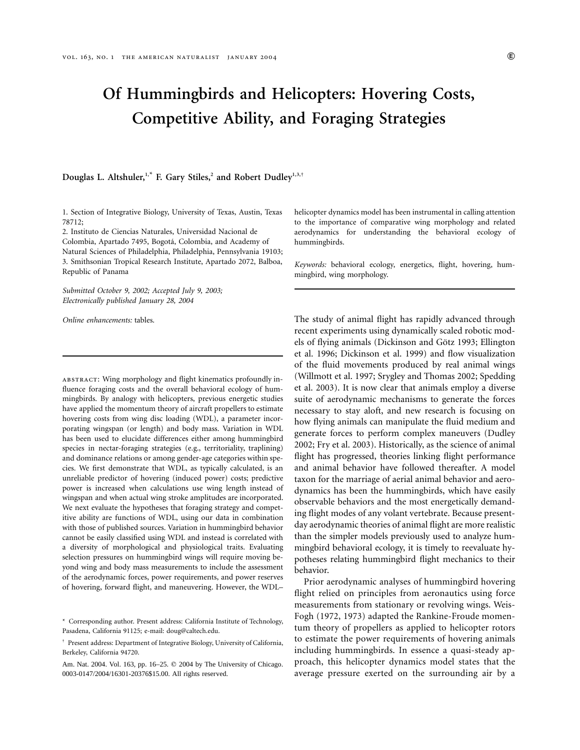# Of Hummingbirds and Helicopters: Hovering Costs, Competitive Ability, and Foraging Strategies

**Douglas L. Altshuler,[1,*] F. Gary Stiles,[2] and Robert Dudley[1,3,†]**

1. Section of Integrative Biology, University of Texas, Austin, Texas 78712;
2. Instituto de Ciencias Naturales, Universidad Nacional de Colombia, Apartado 7495, Bogotá, Colombia, and Academy of Natural Sciences of Philadelphia, Philadelphia, Pennsylvania 19103;
3. Smithsonian Tropical Research Institute, Apartado 2072, Balboa, Republic of Panama

*Submitted October 9, 2002; Accepted July 9, 2003; Electronically published January 28, 2004*

*Online enhancements:* tables.

abstract: Wing morphology and flight kinematics profoundly influence foraging costs and the overall behavioral ecology of hummingbirds. By analogy with helicopters, previous energetic studies have applied the momentum theory of aircraft propellers to estimate hovering costs from wing disc loading (WDL), a parameter incorporating wingspan (or length) and body mass. Variation in WDL has been used to elucidate differences either among hummingbird species in nectar-foraging strategies (e.g., territoriality, traplining) and dominance relations or among gender-age categories within species. We first demonstrate that WDL, as typically calculated, is an unreliable predictor of hovering (induced power) costs; predictive power is increased when calculations use wing length instead of wingspan and when actual wing stroke amplitudes are incorporated. We next evaluate the hypotheses that foraging strategy and competitive ability are functions of WDL, using our data in combination with those of published sources. Variation in hummingbird behavior cannot be easily classified using WDL and instead is correlated with a diversity of morphological and physiological traits. Evaluating selection pressures on hummingbird wings will require moving beyond wing and body mass measurements to include the assessment of the aerodynamic forces, power requirements, and power reserves of hovering, forward flight, and maneuvering. However, the WDL–helicopter dynamics model has been instrumental in calling attention to the importance of comparative wing morphology and related aerodynamics for understanding the behavioral ecology of hummingbirds.

*Keywords:* behavioral ecology, energetics, flight, hovering, hummingbird, wing morphology.

* Corresponding author. Present address: California Institute of Technology, Pasadena, California 91125; e-mail: doug@caltech.edu.

† Present address: Department of Integrative Biology, University of California, Berkeley, California 94720.

Am. Nat. 2004. Vol. 163, pp. 16–25. © 2004 by The University of Chicago. 0003-0147/2004/16301-20376$15.00. All rights reserved.

The study of animal flight has rapidly advanced through recent experiments using dynamically scaled robotic models of flying animals (Dickinson and Götz 1993; Ellington et al. 1996; Dickinson et al. 1999) and flow visualization of the fluid movements produced by real animal wings (Willmott et al. 1997; Srygley and Thomas 2002; Spedding et al. 2003). It is now clear that animals employ a diverse suite of aerodynamic mechanisms to generate the forces necessary to stay aloft, and new research is focusing on how flying animals can manipulate the fluid medium and generate forces to perform complex maneuvers (Dudley 2002; Fry et al. 2003). Historically, as the science of animal flight has progressed, theories linking flight performance and animal behavior have followed thereafter. A model taxon for the marriage of aerial animal behavior and aerodynamics has been the hummingbirds, which have easily observable behaviors and the most energetically demanding flight modes of any volant vertebrate. Because present-day aerodynamic theories of animal flight are more realistic than the simpler models previously used to analyze hummingbird behavioral ecology, it is timely to reevaluate hypotheses relating hummingbird flight mechanics to their behavior.

Prior aerodynamic analyses of hummingbird hovering flight relied on principles from aeronautics using force measurements from stationary or revolving wings. Weis-Fogh (1972, 1973) adapted the Rankine-Froude momentum theory of propellers as applied to helicopter rotors to estimate the power requirements of hovering animals including hummingbirds. In essence a quasi-steady approach, this helicopter dynamics model states that the average pressure exerted on the surrounding air by a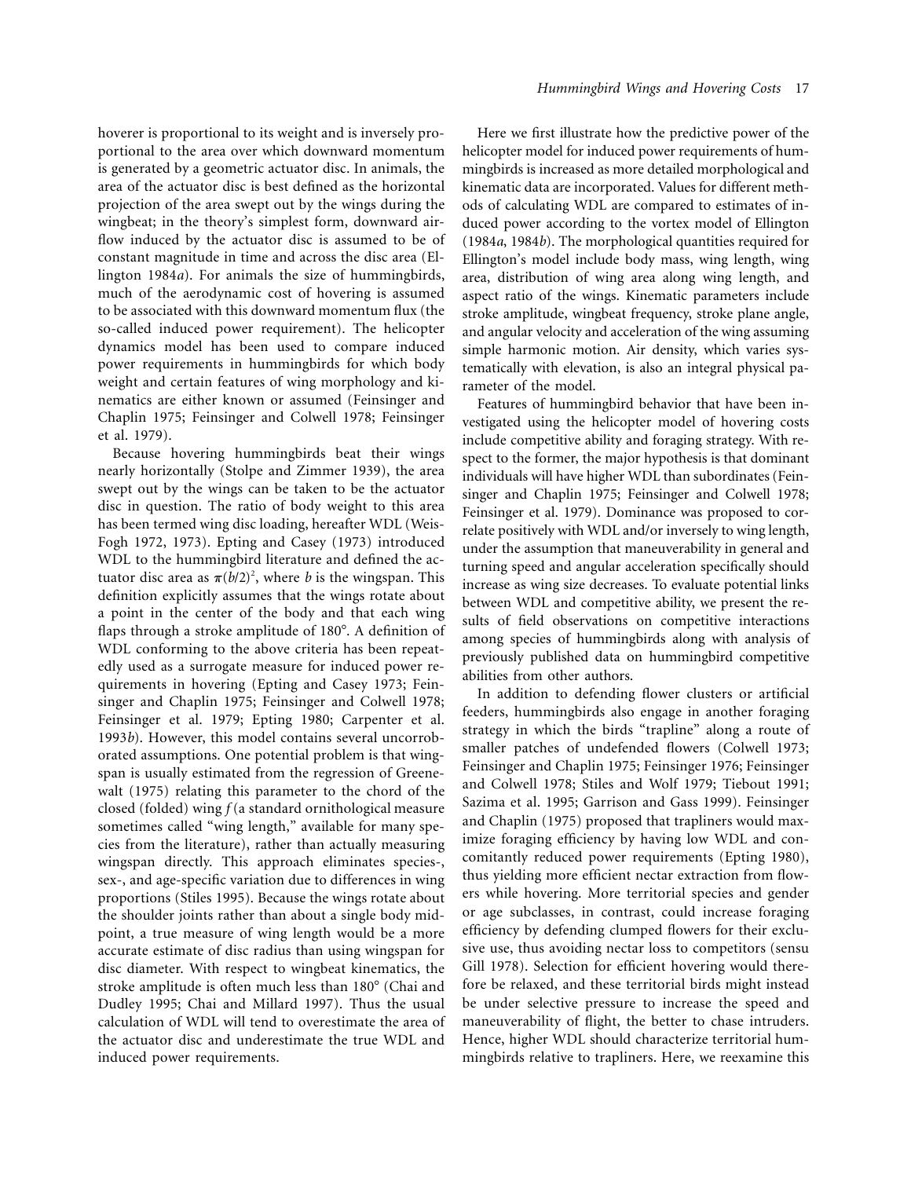hoverer is proportional to its weight and is inversely proportional to the area over which downward momentum is generated by a geometric actuator disc. In animals, the area of the actuator disc is best defined as the horizontal projection of the area swept out by the wings during the wingbeat; in the theory's simplest form, downward airflow induced by the actuator disc is assumed to be of constant magnitude in time and across the disc area (Ellington 1984*a*). For animals the size of hummingbirds, much of the aerodynamic cost of hovering is assumed to be associated with this downward momentum flux (the so-called induced power requirement). The helicopter dynamics model has been used to compare induced power requirements in hummingbirds for which body weight and certain features of wing morphology and kinematics are either known or assumed (Feinsinger and Chaplin 1975; Feinsinger and Colwell 1978; Feinsinger et al. 1979).

Because hovering hummingbirds beat their wings nearly horizontally (Stolpe and Zimmer 1939), the area swept out by the wings can be taken to be the actuator disc in question. The ratio of body weight to this area has been termed wing disc loading, hereafter WDL (Weis-Fogh 1972, 1973). Epting and Casey (1973) introduced WDL to the hummingbird literature and defined the actuator disc area as $\pi(b/2)^2$, where $b$ is the wingspan. This definition explicitly assumes that the wings rotate about a point in the center of the body and that each wing flaps through a stroke amplitude of 180°. A definition of WDL conforming to the above criteria has been repeatedly used as a surrogate measure for induced power requirements in hovering (Epting and Casey 1973; Feinsinger and Chaplin 1975; Feinsinger and Colwell 1978; Feinsinger et al. 1979; Epting 1980; Carpenter et al. 1993*b*). However, this model contains several uncorroborated assumptions. One potential problem is that wingspan is usually estimated from the regression of Greenewalt (1975) relating this parameter to the chord of the closed (folded) wing $f$ (a standard ornithological measure sometimes called "wing length," available for many species from the literature), rather than actually measuring wingspan directly. This approach eliminates species-, sex-, and age-specific variation due to differences in wing proportions (Stiles 1995). Because the wings rotate about the shoulder joints rather than about a single body midpoint, a true measure of wing length would be a more accurate estimate of disc radius than using wingspan for disc diameter. With respect to wingbeat kinematics, the stroke amplitude is often much less than 180° (Chai and Dudley 1995; Chai and Millard 1997). Thus the usual calculation of WDL will tend to overestimate the area of the actuator disc and underestimate the true WDL and induced power requirements.

Here we first illustrate how the predictive power of the helicopter model for induced power requirements of hummingbirds is increased as more detailed morphological and kinematic data are incorporated. Values for different methods of calculating WDL are compared to estimates of induced power according to the vortex model of Ellington (1984*a*, 1984*b*). The morphological quantities required for Ellington's model include body mass, wing length, wing area, distribution of wing area along wing length, and aspect ratio of the wings. Kinematic parameters include stroke amplitude, wingbeat frequency, stroke plane angle, and angular velocity and acceleration of the wing assuming simple harmonic motion. Air density, which varies systematically with elevation, is also an integral physical parameter of the model.

Features of hummingbird behavior that have been investigated using the helicopter model of hovering costs include competitive ability and foraging strategy. With respect to the former, the major hypothesis is that dominant individuals will have higher WDL than subordinates (Feinsinger and Chaplin 1975; Feinsinger and Colwell 1978; Feinsinger et al. 1979). Dominance was proposed to correlate positively with WDL and/or inversely to wing length, under the assumption that maneuverability in general and turning speed and angular acceleration specifically should increase as wing size decreases. To evaluate potential links between WDL and competitive ability, we present the results of field observations on competitive interactions among species of hummingbirds along with analysis of previously published data on hummingbird competitive abilities from other authors.

In addition to defending flower clusters or artificial feeders, hummingbirds also engage in another foraging strategy in which the birds "trapline" along a route of smaller patches of undefended flowers (Colwell 1973; Feinsinger and Chaplin 1975; Feinsinger 1976; Feinsinger and Colwell 1978; Stiles and Wolf 1979; Tiebout 1991; Sazima et al. 1995; Garrison and Gass 1999). Feinsinger and Chaplin (1975) proposed that trapliners would maximize foraging efficiency by having low WDL and concomitantly reduced power requirements (Epting 1980), thus yielding more efficient nectar extraction from flowers while hovering. More territorial species and gender or age subclasses, in contrast, could increase foraging efficiency by defending clumped flowers for their exclusive use, thus avoiding nectar loss to competitors (sensu Gill 1978). Selection for efficient hovering would therefore be relaxed, and these territorial birds might instead be under selective pressure to increase the speed and maneuverability of flight, the better to chase intruders. Hence, higher WDL should characterize territorial hummingbirds relative to trapliners. Here, we reexamine this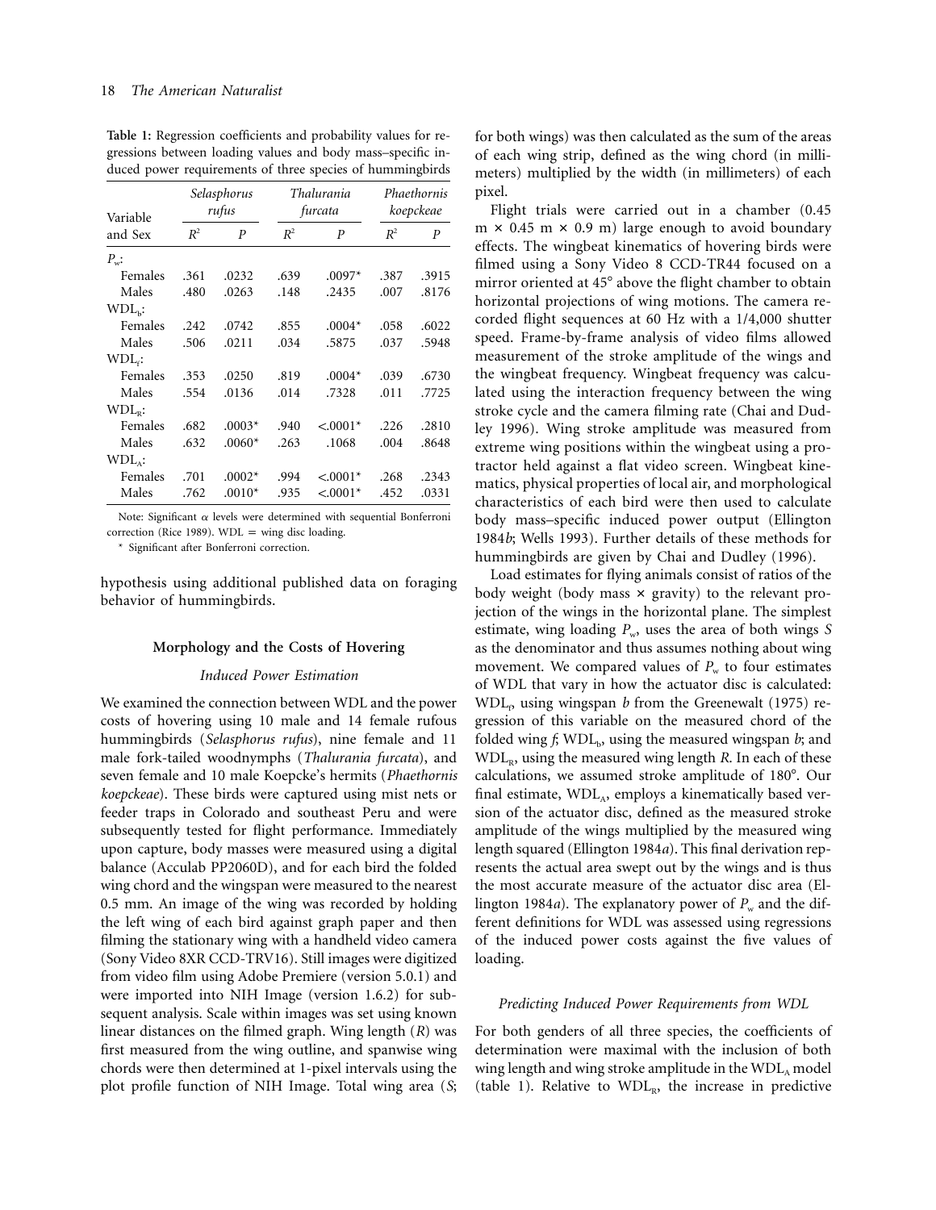**Table 1:** Regression coefficients and probability values for regressions between loading values and body mass–specific induced power requirements of three species of hummingbirds

| Variable and Sex | *Selasphorus rufus* | | *Thalurania furcata* | | *Phaethornis koepckeae* | |
|---|---|---|---|---|---|---|
| | $R^2$ | $P$ | $R^2$ | $P$ | $R^2$ | $P$ |
| $P_w$: | | | | | | |
| Females | .361 | .0232 | .639 | .0097* | .387 | .3915 |
| Males | .480 | .0263 | .148 | .2435 | .007 | .8176 |
| $WDL_b$: | | | | | | |
| Females | .242 | .0742 | .855 | .0004* | .058 | .6022 |
| Males | .506 | .0211 | .034 | .5875 | .037 | .5948 |
| $WDL_f$: | | | | | | |
| Females | .353 | .0250 | .819 | .0004* | .039 | .6730 |
| Males | .554 | .0136 | .014 | .7328 | .011 | .7725 |
| $WDL_R$: | | | | | | |
| Females | .682 | .0003* | .940 | <.0001* | .226 | .2810 |
| Males | .632 | .0060* | .263 | .1068 | .004 | .8648 |
| $WDL_A$: | | | | | | |
| Females | .701 | .0002* | .994 | <.0001* | .268 | .2343 |
| Males | .762 | .0010* | .935 | <.0001* | .452 | .0331 |

Note: Significant $\alpha$ levels were determined with sequential Bonferroni correction (Rice 1989). WDL = wing disc loading.

\* Significant after Bonferroni correction.

hypothesis using additional published data on foraging behavior of hummingbirds.

## Morphology and the Costs of Hovering

### *Induced Power Estimation*

We examined the connection between WDL and the power costs of hovering using 10 male and 14 female rufous hummingbirds (*Selasphorus rufus*), nine female and 11 male fork-tailed woodnymphs (*Thalurania furcata*), and seven female and 10 male Koepcke's hermits (*Phaethornis koepckeae*). These birds were captured using mist nets or feeder traps in Colorado and southeast Peru and were subsequently tested for flight performance. Immediately upon capture, body masses were measured using a digital balance (Acculab PP2060D), and for each bird the folded wing chord and the wingspan were measured to the nearest 0.5 mm. An image of the wing was recorded by holding the left wing of each bird against graph paper and then filming the stationary wing with a handheld video camera (Sony Video 8XR CCD-TRV16). Still images were digitized from video film using Adobe Premiere (version 5.0.1) and were imported into NIH Image (version 1.6.2) for subsequent analysis. Scale within images was set using known linear distances on the filmed graph. Wing length ($R$) was first measured from the wing outline, and spanwise wing chords were then determined at 1-pixel intervals using the plot profile function of NIH Image. Total wing area ($S$; for both wings) was then calculated as the sum of the areas of each wing strip, defined as the wing chord (in millimeters) multiplied by the width (in millimeters) of each pixel.

Flight trials were carried out in a chamber (0.45 m × 0.45 m × 0.9 m) large enough to avoid boundary effects. The wingbeat kinematics of hovering birds were filmed using a Sony Video 8 CCD-TR44 focused on a mirror oriented at 45° above the flight chamber to obtain horizontal projections of wing motions. The camera recorded flight sequences at 60 Hz with a 1/4,000 shutter speed. Frame-by-frame analysis of video films allowed measurement of the stroke amplitude of the wings and the wingbeat frequency. Wingbeat frequency was calculated using the interaction frequency between the wing stroke cycle and the camera filming rate (Chai and Dudley 1996). Wing stroke amplitude was measured from extreme wing positions within the wingbeat using a protractor held against a flat video screen. Wingbeat kinematics, physical properties of local air, and morphological characteristics of each bird were then used to calculate body mass–specific induced power output (Ellington 1984*b*; Wells 1993). Further details of these methods for hummingbirds are given by Chai and Dudley (1996).

Load estimates for flying animals consist of ratios of the body weight (body mass × gravity) to the relevant projection of the wings in the horizontal plane. The simplest estimate, wing loading $P_w$, uses the area of both wings $S$ as the denominator and thus assumes nothing about wing movement. We compared values of $P_w$ to four estimates of WDL that vary in how the actuator disc is calculated: $WDL_f$, using wingspan $b$ from the Greenewalt (1975) regression of this variable on the measured chord of the folded wing $f$; $WDL_b$, using the measured wingspan $b$; and $WDL_R$, using the measured wing length $R$. In each of these calculations, we assumed stroke amplitude of 180°. Our final estimate, $WDL_A$, employs a kinematically based version of the actuator disc, defined as the measured stroke amplitude of the wings multiplied by the measured wing length squared (Ellington 1984*a*). This final derivation represents the actual area swept out by the wings and is thus the most accurate measure of the actuator disc area (Ellington 1984*a*). The explanatory power of $P_w$ and the different definitions for WDL was assessed using regressions of the induced power costs against the five values of loading.

### *Predicting Induced Power Requirements from WDL*

For both genders of all three species, the coefficients of determination were maximal with the inclusion of both wing length and wing stroke amplitude in the $WDL_A$ model (table 1). Relative to $WDL_R$, the increase in predictive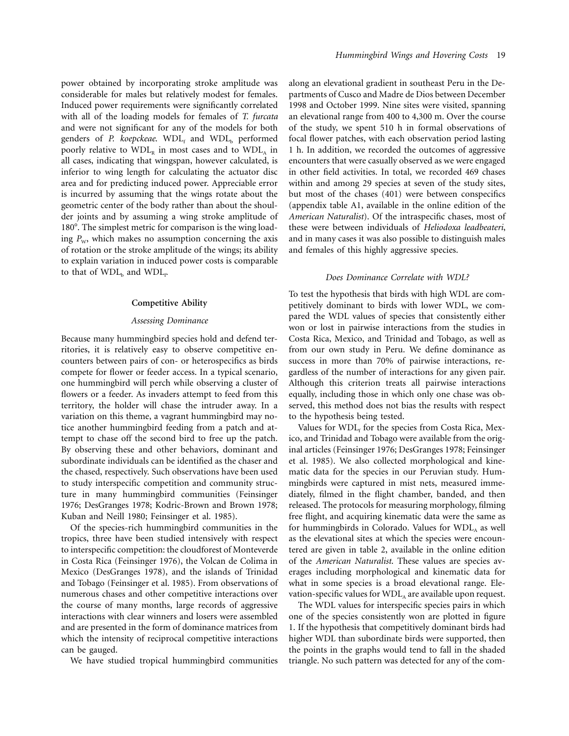power obtained by incorporating stroke amplitude was considerable for males but relatively modest for females. Induced power requirements were significantly correlated with all of the loading models for females of *T. furcata* and were not significant for any of the models for both genders of *P. koepckeae.* $WDL_f$ and $WDL_b$ performed poorly relative to $WDL_R$ in most cases and to $WDL_A$ in all cases, indicating that wingspan, however calculated, is inferior to wing length for calculating the actuator disc area and for predicting induced power. Appreciable error is incurred by assuming that the wings rotate about the geometric center of the body rather than about the shoulder joints and by assuming a wing stroke amplitude of 180°. The simplest metric for comparison is the wing loading $P_W$, which makes no assumption concerning the axis of rotation or the stroke amplitude of the wings; its ability to explain variation in induced power costs is comparable to that of $WDL_b$ and $WDL_f$.

## Competitive Ability

### *Assessing Dominance*

Because many hummingbird species hold and defend territories, it is relatively easy to observe competitive encounters between pairs of con- or heterospecifics as birds compete for flower or feeder access. In a typical scenario, one hummingbird will perch while observing a cluster of flowers or a feeder. As invaders attempt to feed from this territory, the holder will chase the intruder away. In a variation on this theme, a vagrant hummingbird may notice another hummingbird feeding from a patch and attempt to chase off the second bird to free up the patch. By observing these and other behaviors, dominant and subordinate individuals can be identified as the chaser and the chased, respectively. Such observations have been used to study interspecific competition and community structure in many hummingbird communities (Feinsinger 1976; DesGranges 1978; Kodric-Brown and Brown 1978; Kuban and Neill 1980; Feinsinger et al. 1985).

Of the species-rich hummingbird communities in the tropics, three have been studied intensively with respect to interspecific competition: the cloudforest of Monteverde in Costa Rica (Feinsinger 1976), the Volcan de Colima in Mexico (DesGranges 1978), and the islands of Trinidad and Tobago (Feinsinger et al. 1985). From observations of numerous chases and other competitive interactions over the course of many months, large records of aggressive interactions with clear winners and losers were assembled and are presented in the form of dominance matrices from which the intensity of reciprocal competitive interactions can be gauged.

We have studied tropical hummingbird communities along an elevational gradient in southeast Peru in the Departments of Cusco and Madre de Dios between December 1998 and October 1999. Nine sites were visited, spanning an elevational range from 400 to 4,300 m. Over the course of the study, we spent 510 h in formal observations of focal flower patches, with each observation period lasting 1 h. In addition, we recorded the outcomes of aggressive encounters that were casually observed as we were engaged in other field activities. In total, we recorded 469 chases within and among 29 species at seven of the study sites, but most of the chases (401) were between conspecifics (appendix table A1, available in the online edition of the *American Naturalist*). Of the intraspecific chases, most of these were between individuals of *Heliodoxa leadbeateri*, and in many cases it was also possible to distinguish males and females of this highly aggressive species.

### *Does Dominance Correlate with WDL?*

To test the hypothesis that birds with high WDL are competitively dominant to birds with lower WDL, we compared the WDL values of species that consistently either won or lost in pairwise interactions from the studies in Costa Rica, Mexico, and Trinidad and Tobago, as well as from our own study in Peru. We define dominance as success in more than 70% of pairwise interactions, regardless of the number of interactions for any given pair. Although this criterion treats all pairwise interactions equally, including those in which only one chase was observed, this method does not bias the results with respect to the hypothesis being tested.

Values for $WDL_f$ for the species from Costa Rica, Mexico, and Trinidad and Tobago were available from the original articles (Feinsinger 1976; DesGranges 1978; Feinsinger et al. 1985). We also collected morphological and kinematic data for the species in our Peruvian study. Hummingbirds were captured in mist nets, measured immediately, filmed in the flight chamber, banded, and then released. The protocols for measuring morphology, filming free flight, and acquiring kinematic data were the same as for hummingbirds in Colorado. Values for $WDL_A$ as well as the elevational sites at which the species were encountered are given in table 2, available in the online edition of the *American Naturalist.* These values are species averages including morphological and kinematic data for what in some species is a broad elevational range. Elevation-specific values for $WDL_A$ are available upon request.

The WDL values for interspecific species pairs in which one of the species consistently won are plotted in figure 1. If the hypothesis that competitively dominant birds had higher WDL than subordinate birds were supported, then the points in the graphs would tend to fall in the shaded triangle. No such pattern was detected for any of the com-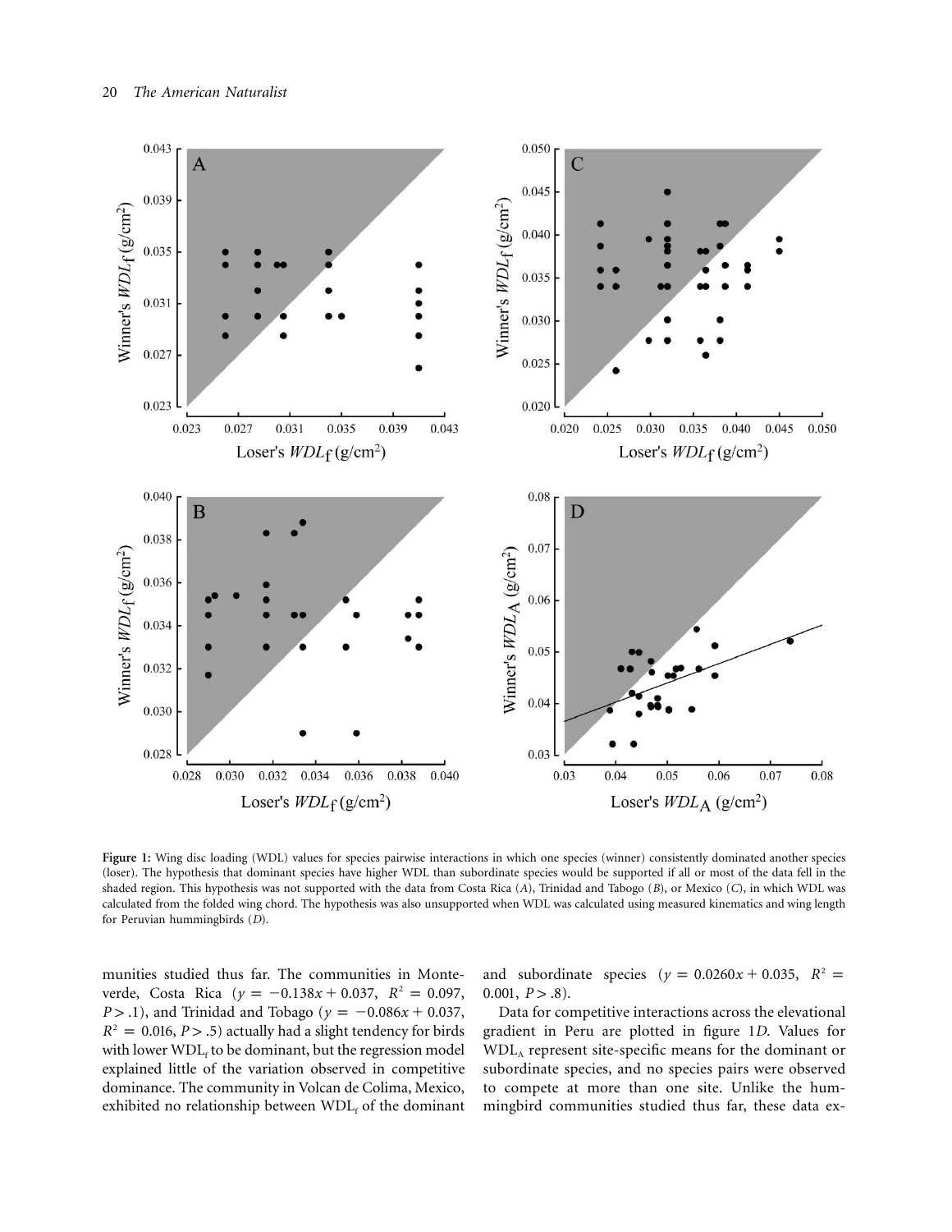**Figure 1:** Wing disc loading (WDL) values for species pairwise interactions in which one species (winner) consistently dominated another species (loser). The hypothesis that dominant species have higher WDL than subordinate species would be supported if all or most of the data fell in the shaded region. This hypothesis was not supported with the data from Costa Rica (*A*), Trinidad and Tabogo (*B*), or Mexico (*C*), in which WDL was calculated from the folded wing chord. The hypothesis was also unsupported when WDL was calculated using measured kinematics and wing length for Peruvian hummingbirds (*D*).

munities studied thus far. The communities in Monteverde, Costa Rica ($y = -0.138x + 0.037$, $R^2 = 0.097$, $P > .1$), and Trinidad and Tobago ($y = -0.086x + 0.037$, $R^2 = 0.016$, $P > .5$) actually had a slight tendency for birds with lower $WDL_f$ to be dominant, but the regression model explained little of the variation observed in competitive dominance. The community in Volcan de Colima, Mexico, exhibited no relationship between $WDL_f$ of the dominant and subordinate species ($y = 0.0260x + 0.035$, $R^2 = 0.001$, $P > .8$).

Data for competitive interactions across the elevational gradient in Peru are plotted in figure 1*D*. Values for $WDL_A$ represent site-specific means for the dominant or subordinate species, and no species pairs were observed to compete at more than one site. Unlike the hummingbird communities studied thus far, these data ex-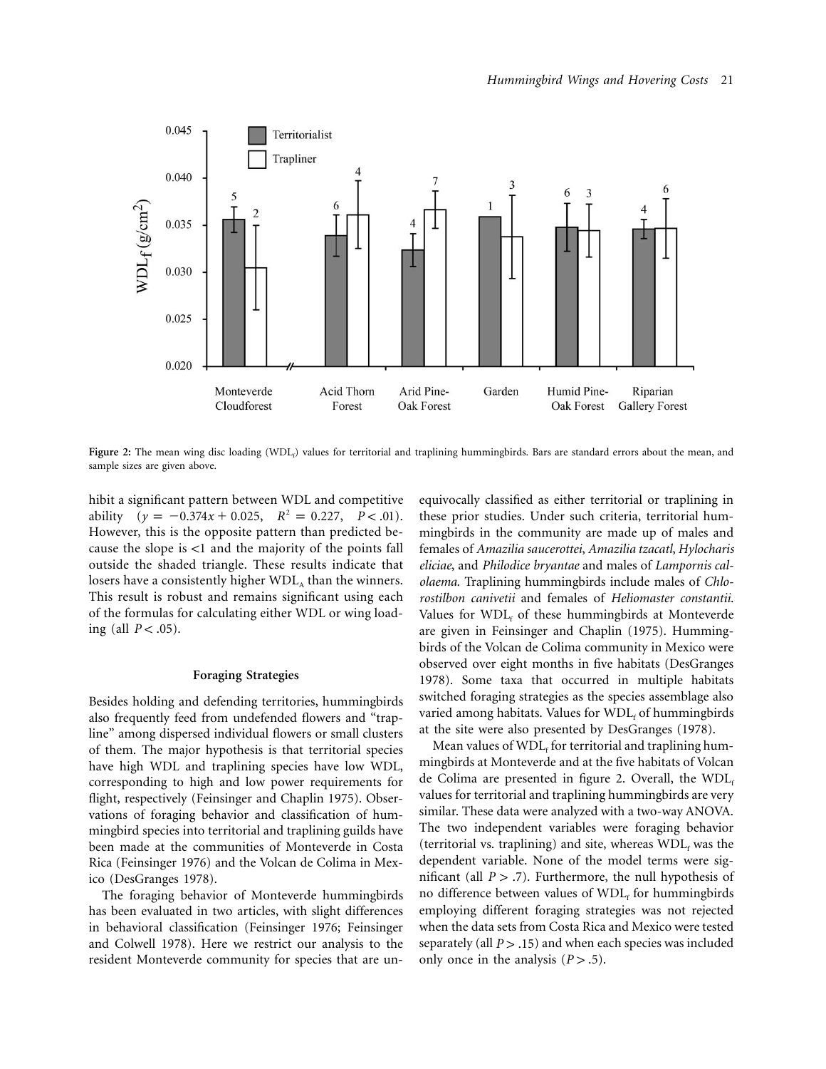Figure 2: The mean wing disc loading ($WDL_f$) values for territorial and traplining hummingbirds. Bars are standard errors about the mean, and sample sizes are given above.

hibit a significant pattern between WDL and competitive ability ($y = -0.374x + 0.025$, $R^2 = 0.227$, $P < .01$). However, this is the opposite pattern than predicted because the slope is <1 and the majority of the points fall outside the shaded triangle. These results indicate that losers have a consistently higher $WDL_A$ than the winners. This result is robust and remains significant using each of the formulas for calculating either WDL or wing loading (all $P < .05$).

### Foraging Strategies

Besides holding and defending territories, hummingbirds also frequently feed from undefended flowers and "trapline" among dispersed individual flowers or small clusters of them. The major hypothesis is that territorial species have high WDL and traplining species have low WDL, corresponding to high and low power requirements for flight, respectively (Feinsinger and Chaplin 1975). Observations of foraging behavior and classification of hummingbird species into territorial and traplining guilds have been made at the communities of Monteverde in Costa Rica (Feinsinger 1976) and the Volcan de Colima in Mexico (DesGranges 1978).

The foraging behavior of Monteverde hummingbirds has been evaluated in two articles, with slight differences in behavioral classification (Feinsinger 1976; Feinsinger and Colwell 1978). Here we restrict our analysis to the resident Monteverde community for species that are unequivocally classified as either territorial or traplining in these prior studies. Under such criteria, territorial hummingbirds in the community are made up of males and females of *Amazilia saucerottei*, *Amazilia tzacatl*, *Hylocharis eliciae*, and *Philodice bryantae* and males of *Lampornis calolaema*. Traplining hummingbirds include males of *Chlorostilbon canivetii* and females of *Heliomaster constantii*. Values for $WDL_f$ of these hummingbirds at Monteverde are given in Feinsinger and Chaplin (1975). Hummingbirds of the Volcan de Colima community in Mexico were observed over eight months in five habitats (DesGranges 1978). Some taxa that occurred in multiple habitats switched foraging strategies as the species assemblage also varied among habitats. Values for $WDL_f$ of hummingbirds at the site were also presented by DesGranges (1978).

Mean values of $WDL_f$ for territorial and traplining hummingbirds at Monteverde and at the five habitats of Volcan de Colima are presented in figure 2. Overall, the $WDL_f$ values for territorial and traplining hummingbirds are very similar. These data were analyzed with a two-way ANOVA. The two independent variables were foraging behavior (territorial vs. traplining) and site, whereas $WDL_f$ was the dependent variable. None of the model terms were significant (all $P > .7$). Furthermore, the null hypothesis of no difference between values of $WDL_f$ for hummingbirds employing different foraging strategies was not rejected when the data sets from Costa Rica and Mexico were tested separately (all $P > .15$) and when each species was included only once in the analysis ($P > .5$).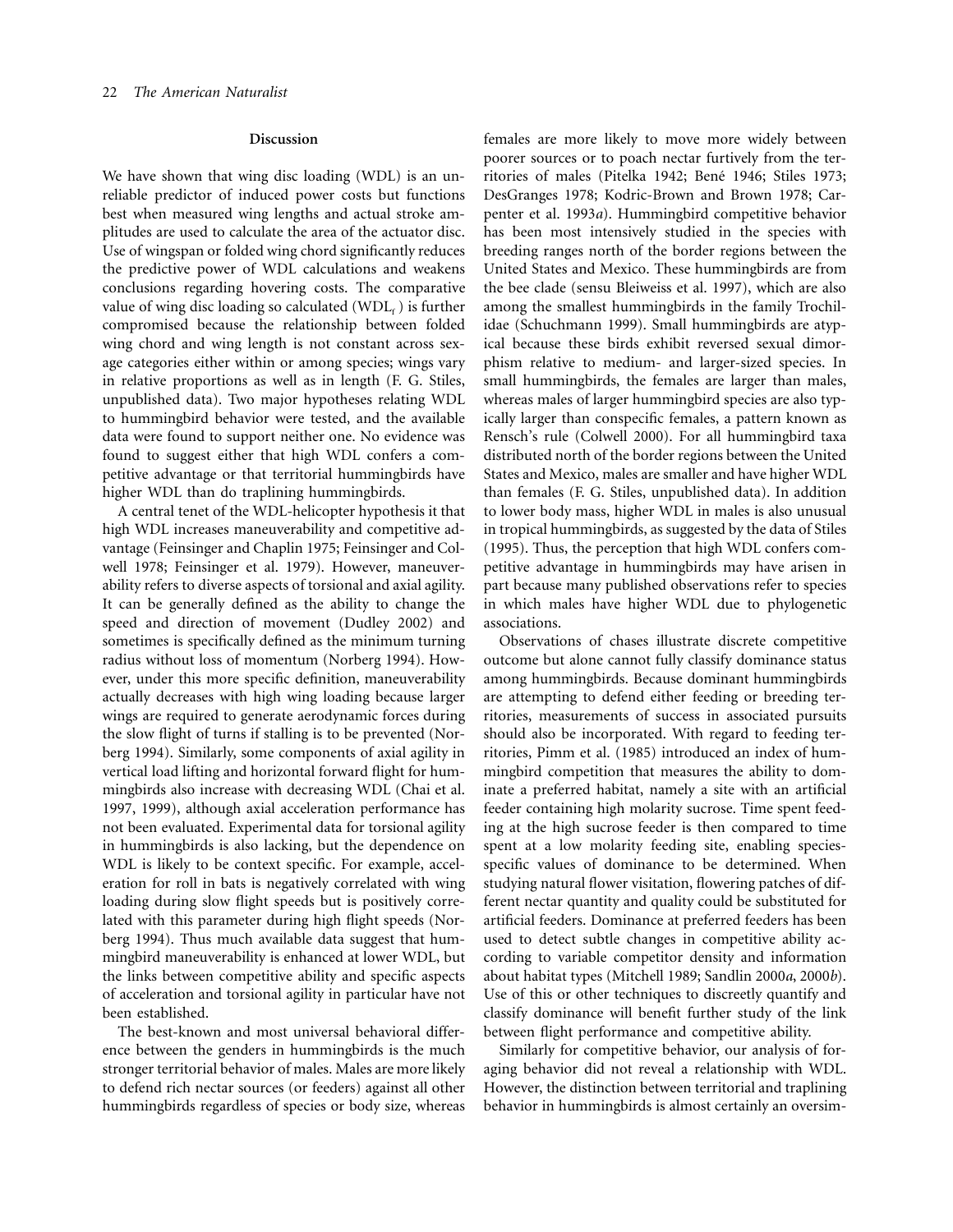## Discussion

We have shown that wing disc loading (WDL) is an unreliable predictor of induced power costs but functions best when measured wing lengths and actual stroke amplitudes are used to calculate the area of the actuator disc. Use of wingspan or folded wing chord significantly reduces the predictive power of WDL calculations and weakens conclusions regarding hovering costs. The comparative value of wing disc loading so calculated ($WDL_f$) is further compromised because the relationship between folded wing chord and wing length is not constant across sex-age categories either within or among species; wings vary in relative proportions as well as in length (F. G. Stiles, unpublished data). Two major hypotheses relating WDL to hummingbird behavior were tested, and the available data were found to support neither one. No evidence was found to suggest either that high WDL confers a competitive advantage or that territorial hummingbirds have higher WDL than do traplining hummingbirds.

A central tenet of the WDL-helicopter hypothesis it that high WDL increases maneuverability and competitive advantage (Feinsinger and Chaplin 1975; Feinsinger and Colwell 1978; Feinsinger et al. 1979). However, maneuverability refers to diverse aspects of torsional and axial agility. It can be generally defined as the ability to change the speed and direction of movement (Dudley 2002) and sometimes is specifically defined as the minimum turning radius without loss of momentum (Norberg 1994). However, under this more specific definition, maneuverability actually decreases with high wing loading because larger wings are required to generate aerodynamic forces during the slow flight of turns if stalling is to be prevented (Norberg 1994). Similarly, some components of axial agility in vertical load lifting and horizontal forward flight for hummingbirds also increase with decreasing WDL (Chai et al. 1997, 1999), although axial acceleration performance has not been evaluated. Experimental data for torsional agility in hummingbirds is also lacking, but the dependence on WDL is likely to be context specific. For example, acceleration for roll in bats is negatively correlated with wing loading during slow flight speeds but is positively correlated with this parameter during high flight speeds (Norberg 1994). Thus much available data suggest that hummingbird maneuverability is enhanced at lower WDL, but the links between competitive ability and specific aspects of acceleration and torsional agility in particular have not been established.

The best-known and most universal behavioral difference between the genders in hummingbirds is the much stronger territorial behavior of males. Males are more likely to defend rich nectar sources (or feeders) against all other hummingbirds regardless of species or body size, whereas females are more likely to move more widely between poorer sources or to poach nectar furtively from the territories of males (Pitelka 1942; Bené 1946; Stiles 1973; DesGranges 1978; Kodric-Brown and Brown 1978; Carpenter et al. 1993*a*). Hummingbird competitive behavior has been most intensively studied in the species with breeding ranges north of the border regions between the United States and Mexico. These hummingbirds are from the bee clade (sensu Bleiweiss et al. 1997), which are also among the smallest hummingbirds in the family Trochilidae (Schuchmann 1999). Small hummingbirds are atypical because these birds exhibit reversed sexual dimorphism relative to medium- and larger-sized species. In small hummingbirds, the females are larger than males, whereas males of larger hummingbird species are also typically larger than conspecific females, a pattern known as Rensch's rule (Colwell 2000). For all hummingbird taxa distributed north of the border regions between the United States and Mexico, males are smaller and have higher WDL than females (F. G. Stiles, unpublished data). In addition to lower body mass, higher WDL in males is also unusual in tropical hummingbirds, as suggested by the data of Stiles (1995). Thus, the perception that high WDL confers competitive advantage in hummingbirds may have arisen in part because many published observations refer to species in which males have higher WDL due to phylogenetic associations.

Observations of chases illustrate discrete competitive outcome but alone cannot fully classify dominance status among hummingbirds. Because dominant hummingbirds are attempting to defend either feeding or breeding territories, measurements of success in associated pursuits should also be incorporated. With regard to feeding territories, Pimm et al. (1985) introduced an index of hummingbird competition that measures the ability to dominate a preferred habitat, namely a site with an artificial feeder containing high molarity sucrose. Time spent feeding at the high sucrose feeder is then compared to time spent at a low molarity feeding site, enabling species-specific values of dominance to be determined. When studying natural flower visitation, flowering patches of different nectar quantity and quality could be substituted for artificial feeders. Dominance at preferred feeders has been used to detect subtle changes in competitive ability according to variable competitor density and information about habitat types (Mitchell 1989; Sandlin 2000*a*, 2000*b*). Use of this or other techniques to discreetly quantify and classify dominance will benefit further study of the link between flight performance and competitive ability.

Similarly for competitive behavior, our analysis of foraging behavior did not reveal a relationship with WDL. However, the distinction between territorial and traplining behavior in hummingbirds is almost certainly an oversim-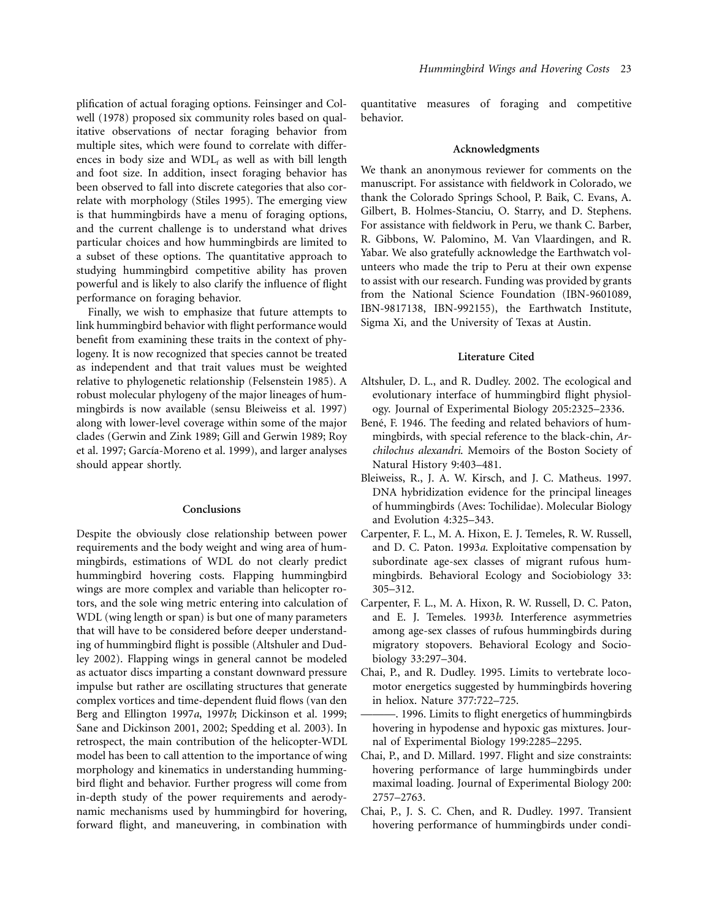plification of actual foraging options. Feinsinger and Colwell (1978) proposed six community roles based on qualitative observations of nectar foraging behavior from multiple sites, which were found to correlate with differences in body size and $WDL_f$ as well as with bill length and foot size. In addition, insect foraging behavior has been observed to fall into discrete categories that also correlate with morphology (Stiles 1995). The emerging view is that hummingbirds have a menu of foraging options, and the current challenge is to understand what drives particular choices and how hummingbirds are limited to a subset of these options. The quantitative approach to studying hummingbird competitive ability has proven powerful and is likely to also clarify the influence of flight performance on foraging behavior.

Finally, we wish to emphasize that future attempts to link hummingbird behavior with flight performance would benefit from examining these traits in the context of phylogeny. It is now recognized that species cannot be treated as independent and that trait values must be weighted relative to phylogenetic relationship (Felsenstein 1985). A robust molecular phylogeny of the major lineages of hummingbirds is now available (sensu Bleiweiss et al. 1997) along with lower-level coverage within some of the major clades (Gerwin and Zink 1989; Gill and Gerwin 1989; Roy et al. 1997; García-Moreno et al. 1999), and larger analyses should appear shortly.

## Conclusions

Despite the obviously close relationship between power requirements and the body weight and wing area of hummingbirds, estimations of WDL do not clearly predict hummingbird hovering costs. Flapping hummingbird wings are more complex and variable than helicopter rotors, and the sole wing metric entering into calculation of WDL (wing length or span) is but one of many parameters that will have to be considered before deeper understanding of hummingbird flight is possible (Altshuler and Dudley 2002). Flapping wings in general cannot be modeled as actuator discs imparting a constant downward pressure impulse but rather are oscillating structures that generate complex vortices and time-dependent fluid flows (van den Berg and Ellington 1997*a*, 1997*b*; Dickinson et al. 1999; Sane and Dickinson 2001, 2002; Spedding et al. 2003). In retrospect, the main contribution of the helicopter-WDL model has been to call attention to the importance of wing morphology and kinematics in understanding hummingbird flight and behavior. Further progress will come from in-depth study of the power requirements and aerodynamic mechanisms used by hummingbird for hovering, forward flight, and maneuvering, in combination with quantitative measures of foraging and competitive behavior.

## Acknowledgments

We thank an anonymous reviewer for comments on the manuscript. For assistance with fieldwork in Colorado, we thank the Colorado Springs School, P. Baik, C. Evans, A. Gilbert, B. Holmes-Stanciu, O. Starry, and D. Stephens. For assistance with fieldwork in Peru, we thank C. Barber, R. Gibbons, W. Palomino, M. Van Vlaardingen, and R. Yabar. We also gratefully acknowledge the Earthwatch volunteers who made the trip to Peru at their own expense to assist with our research. Funding was provided by grants from the National Science Foundation (IBN-9601089, IBN-9817138, IBN-992155), the Earthwatch Institute, Sigma Xi, and the University of Texas at Austin.

## Literature Cited

Altshuler, D. L., and R. Dudley. 2002. The ecological and evolutionary interface of hummingbird flight physiology. Journal of Experimental Biology 205:2325–2336.

Bené, F. 1946. The feeding and related behaviors of hummingbirds, with special reference to the black-chin, *Archilochus alexandri*. Memoirs of the Boston Society of Natural History 9:403–481.

Bleiweiss, R., J. A. W. Kirsch, and J. C. Matheus. 1997. DNA hybridization evidence for the principal lineages of hummingbirds (Aves: Tochilidae). Molecular Biology and Evolution 4:325–343.

Carpenter, F. L., M. A. Hixon, E. J. Temeles, R. W. Russell, and D. C. Paton. 1993*a*. Exploitative compensation by subordinate age-sex classes of migrant rufous hummingbirds. Behavioral Ecology and Sociobiology 33: 305–312.

Carpenter, F. L., M. A. Hixon, R. W. Russell, D. C. Paton, and E. J. Temeles. 1993*b*. Interference asymmetries among age-sex classes of rufous hummingbirds during migratory stopovers. Behavioral Ecology and Sociobiology 33:297–304.

Chai, P., and R. Dudley. 1995. Limits to vertebrate locomotor energetics suggested by hummingbirds hovering in heliox. Nature 377:722–725.

———. 1996. Limits to flight energetics of hummingbirds hovering in hypodense and hypoxic gas mixtures. Journal of Experimental Biology 199:2285–2295.

Chai, P., and D. Millard. 1997. Flight and size constraints: hovering performance of large hummingbirds under maximal loading. Journal of Experimental Biology 200: 2757–2763.

Chai, P., J. S. C. Chen, and R. Dudley. 1997. Transient hovering performance of hummingbirds under condi-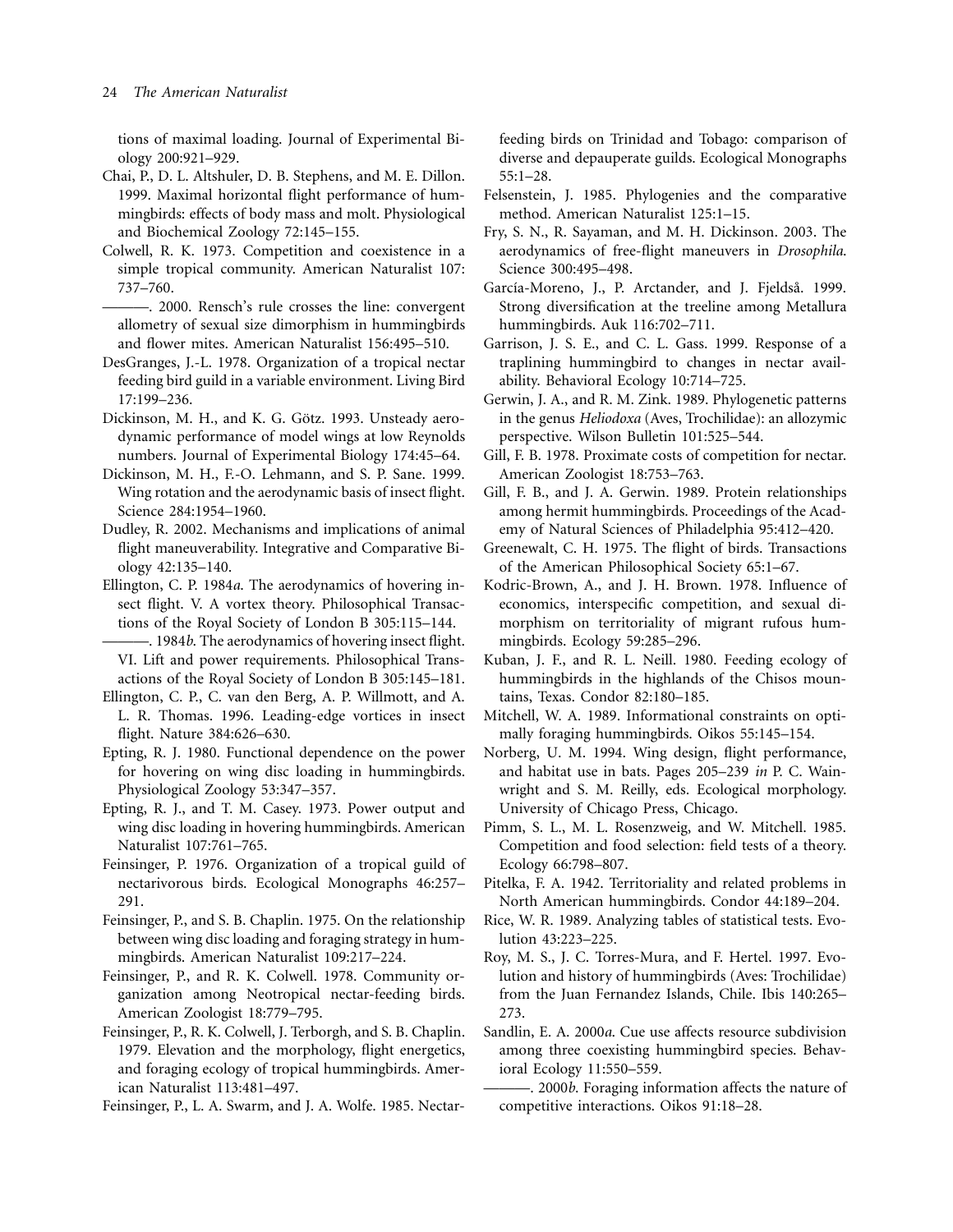tions of maximal loading. Journal of Experimental Biology 200:921–929.

Chai, P., D. L. Altshuler, D. B. Stephens, and M. E. Dillon. 1999. Maximal horizontal flight performance of hummingbirds: effects of body mass and molt. Physiological and Biochemical Zoology 72:145–155.

Colwell, R. K. 1973. Competition and coexistence in a simple tropical community. American Naturalist 107: 737–760.

———. 2000. Rensch's rule crosses the line: convergent allometry of sexual size dimorphism in hummingbirds and flower mites. American Naturalist 156:495–510.

DesGranges, J.-L. 1978. Organization of a tropical nectar feeding bird guild in a variable environment. Living Bird 17:199–236.

Dickinson, M. H., and K. G. Götz. 1993. Unsteady aerodynamic performance of model wings at low Reynolds numbers. Journal of Experimental Biology 174:45–64.

Dickinson, M. H., F.-O. Lehmann, and S. P. Sane. 1999. Wing rotation and the aerodynamic basis of insect flight. Science 284:1954–1960.

Dudley, R. 2002. Mechanisms and implications of animal flight maneuverability. Integrative and Comparative Biology 42:135–140.

Ellington, C. P. 1984*a*. The aerodynamics of hovering insect flight. V. A vortex theory. Philosophical Transactions of the Royal Society of London B 305:115–144.

———. 1984*b*. The aerodynamics of hovering insect flight. VI. Lift and power requirements. Philosophical Transactions of the Royal Society of London B 305:145–181.

Ellington, C. P., C. van den Berg, A. P. Willmott, and A. L. R. Thomas. 1996. Leading-edge vortices in insect flight. Nature 384:626–630.

Epting, R. J. 1980. Functional dependence on the power for hovering on wing disc loading in hummingbirds. Physiological Zoology 53:347–357.

Epting, R. J., and T. M. Casey. 1973. Power output and wing disc loading in hovering hummingbirds. American Naturalist 107:761–765.

Feinsinger, P. 1976. Organization of a tropical guild of nectarivorous birds. Ecological Monographs 46:257–291.

Feinsinger, P., and S. B. Chaplin. 1975. On the relationship between wing disc loading and foraging strategy in hummingbirds. American Naturalist 109:217–224.

Feinsinger, P., and R. K. Colwell. 1978. Community organization among Neotropical nectar-feeding birds. American Zoologist 18:779–795.

Feinsinger, P., R. K. Colwell, J. Terborgh, and S. B. Chaplin. 1979. Elevation and the morphology, flight energetics, and foraging ecology of tropical hummingbirds. American Naturalist 113:481–497.

Feinsinger, P., L. A. Swarm, and J. A. Wolfe. 1985. Nectar-feeding birds on Trinidad and Tobago: comparison of diverse and depauperate guilds. Ecological Monographs 55:1–28.

Felsenstein, J. 1985. Phylogenies and the comparative method. American Naturalist 125:1–15.

Fry, S. N., R. Sayaman, and M. H. Dickinson. 2003. The aerodynamics of free-flight maneuvers in *Drosophila*. Science 300:495–498.

García-Moreno, J., P. Arctander, and J. Fjeldså. 1999. Strong diversification at the treeline among Metallura hummingbirds. Auk 116:702–711.

Garrison, J. S. E., and C. L. Gass. 1999. Response of a traplining hummingbird to changes in nectar availability. Behavioral Ecology 10:714–725.

Gerwin, J. A., and R. M. Zink. 1989. Phylogenetic patterns in the genus *Heliodoxa* (Aves, Trochilidae): an allozymic perspective. Wilson Bulletin 101:525–544.

Gill, F. B. 1978. Proximate costs of competition for nectar. American Zoologist 18:753–763.

Gill, F. B., and J. A. Gerwin. 1989. Protein relationships among hermit hummingbirds. Proceedings of the Academy of Natural Sciences of Philadelphia 95:412–420.

Greenewalt, C. H. 1975. The flight of birds. Transactions of the American Philosophical Society 65:1–67.

Kodric-Brown, A., and J. H. Brown. 1978. Influence of economics, interspecific competition, and sexual dimorphism on territoriality of migrant rufous hummingbirds. Ecology 59:285–296.

Kuban, J. F., and R. L. Neill. 1980. Feeding ecology of hummingbirds in the highlands of the Chisos mountains, Texas. Condor 82:180–185.

Mitchell, W. A. 1989. Informational constraints on optimally foraging hummingbirds. Oikos 55:145–154.

Norberg, U. M. 1994. Wing design, flight performance, and habitat use in bats. Pages 205–239 *in* P. C. Wainwright and S. M. Reilly, eds. Ecological morphology. University of Chicago Press, Chicago.

Pimm, S. L., M. L. Rosenzweig, and W. Mitchell. 1985. Competition and food selection: field tests of a theory. Ecology 66:798–807.

Pitelka, F. A. 1942. Territoriality and related problems in North American hummingbirds. Condor 44:189–204.

Rice, W. R. 1989. Analyzing tables of statistical tests. Evolution 43:223–225.

Roy, M. S., J. C. Torres-Mura, and F. Hertel. 1997. Evolution and history of hummingbirds (Aves: Trochilidae) from the Juan Fernandez Islands, Chile. Ibis 140:265–273.

Sandlin, E. A. 2000*a*. Cue use affects resource subdivision among three coexisting hummingbird species. Behavioral Ecology 11:550–559.

———. 2000*b*. Foraging information affects the nature of competitive interactions. Oikos 91:18–28.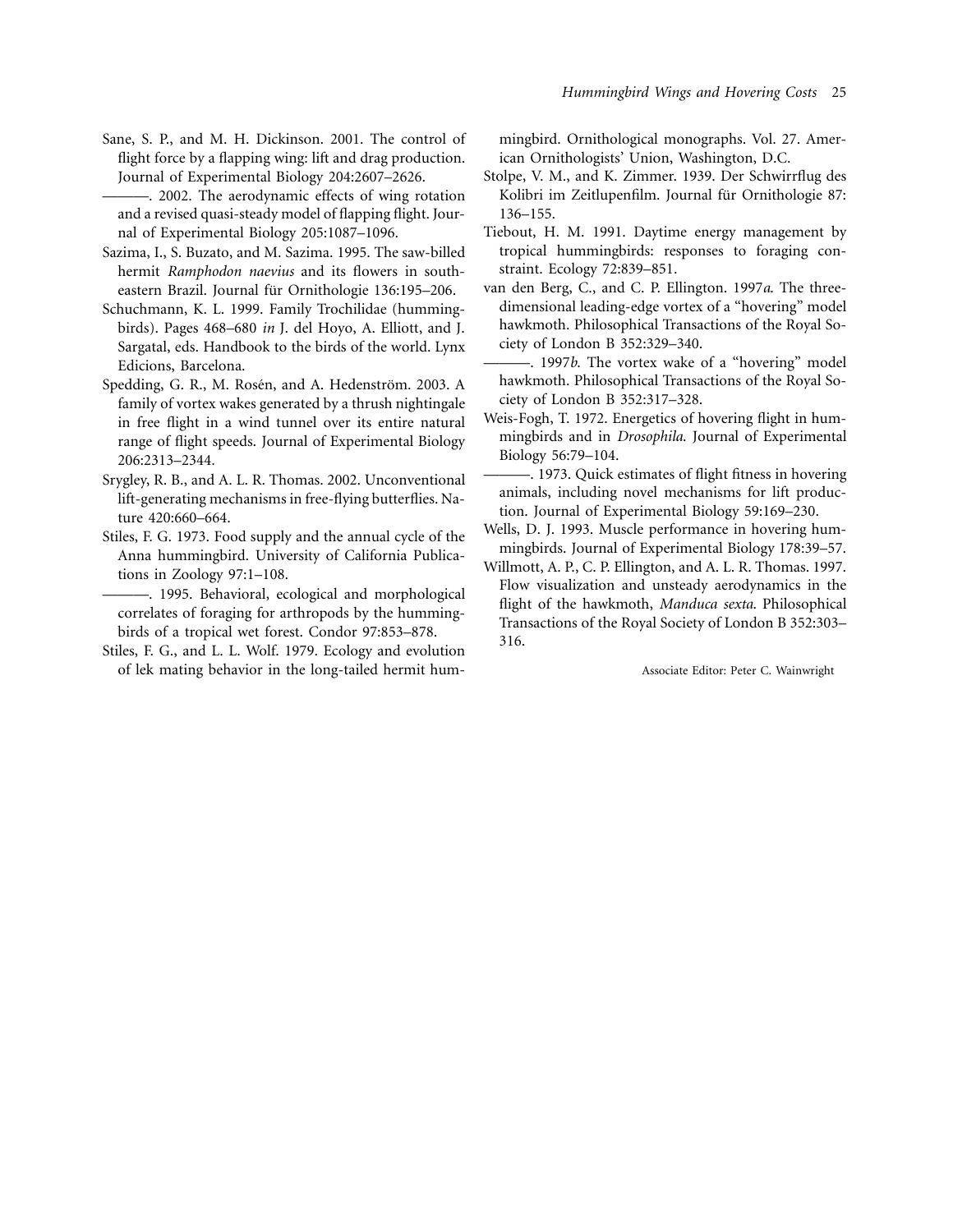Sane, S. P., and M. H. Dickinson. 2001. The control of flight force by a flapping wing: lift and drag production. Journal of Experimental Biology 204:2607–2626.

———. 2002. The aerodynamic effects of wing rotation and a revised quasi-steady model of flapping flight. Journal of Experimental Biology 205:1087–1096.

Sazima, I., S. Buzato, and M. Sazima. 1995. The saw-billed hermit *Ramphodon naevius* and its flowers in southeastern Brazil. Journal für Ornithologie 136:195–206.

Schuchmann, K. L. 1999. Family Trochilidae (hummingbirds). Pages 468–680 *in* J. del Hoyo, A. Elliott, and J. Sargatal, eds. Handbook to the birds of the world. Lynx Edicions, Barcelona.

Spedding, G. R., M. Rosén, and A. Hedenström. 2003. A family of vortex wakes generated by a thrush nightingale in free flight in a wind tunnel over its entire natural range of flight speeds. Journal of Experimental Biology 206:2313–2344.

Srygley, R. B., and A. L. R. Thomas. 2002. Unconventional lift-generating mechanisms in free-flying butterflies. Nature 420:660–664.

Stiles, F. G. 1973. Food supply and the annual cycle of the Anna hummingbird. University of California Publications in Zoology 97:1–108.

———. 1995. Behavioral, ecological and morphological correlates of foraging for arthropods by the hummingbirds of a tropical wet forest. Condor 97:853–878.

Stiles, F. G., and L. L. Wolf. 1979. Ecology and evolution of lek mating behavior in the long-tailed hermit hummingbird. Ornithological monographs. Vol. 27. American Ornithologists' Union, Washington, D.C.

Stolpe, V. M., and K. Zimmer. 1939. Der Schwirrflug des Kolibri im Zeitlupenfilm. Journal für Ornithologie 87: 136–155.

Tiebout, H. M. 1991. Daytime energy management by tropical hummingbirds: responses to foraging constraint. Ecology 72:839–851.

van den Berg, C., and C. P. Ellington. 1997*a*. The three-dimensional leading-edge vortex of a "hovering" model hawkmoth. Philosophical Transactions of the Royal Society of London B 352:329–340.

———. 1997*b*. The vortex wake of a "hovering" model hawkmoth. Philosophical Transactions of the Royal Society of London B 352:317–328.

Weis-Fogh, T. 1972. Energetics of hovering flight in hummingbirds and in *Drosophila*. Journal of Experimental Biology 56:79–104.

———. 1973. Quick estimates of flight fitness in hovering animals, including novel mechanisms for lift production. Journal of Experimental Biology 59:169–230.

Wells, D. J. 1993. Muscle performance in hovering hummingbirds. Journal of Experimental Biology 178:39–57.

Willmott, A. P., C. P. Ellington, and A. L. R. Thomas. 1997. Flow visualization and unsteady aerodynamics in the flight of the hawkmoth, *Manduca sexta*. Philosophical Transactions of the Royal Society of London B 352:303–316.

Associate Editor: Peter C. Wainwright